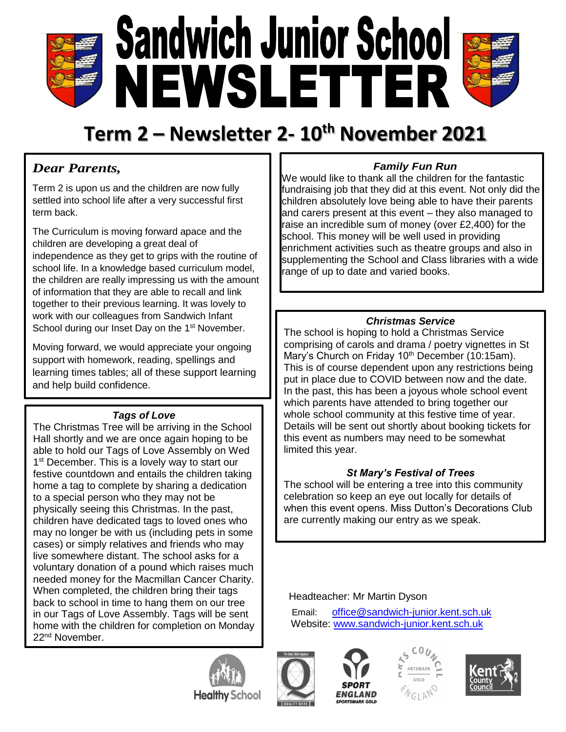# Sandwich Junior School NEWSLETTER

## Term 2 – Newsletter 2- 10th November 2021

### *Dear Parents,*

Term 2 is upon us and the children are now fully settled into school life after a very successful first term back.

The Curriculum is moving forward apace and the children are developing a great deal of independence as they get to grips with the routine of school life. In a knowledge based curriculum model, the children are really impressing us with the amount of information that they are able to recall and link together to their previous learning. It was lovely to work with our colleagues from Sandwich Infant School during our Inset Day on the 1st November.

Moving forward, we would appreciate your ongoing support with homework, reading, spellings and learning times tables; all of these support learning and help build confidence.

### *Tags of Love*

The Christmas Tree will be arriving in the School Hall shortly and we are once again hoping to be able to hold our Tags of Love Assembly on Wed 1st December. This is a lovely way to start our festive countdown and entails the children taking home a tag to complete by sharing a dedication to a special person who they may not be physically seeing this Christmas. In the past, children have dedicated tags to loved ones who may no longer be with us (including pets in some cases) or simply relatives and friends who may live somewhere distant. The school asks for a voluntary donation of a pound which raises much needed money for the Macmillan Cancer Charity. When completed, the children bring their tags back to school in time to hang them on our tree in our Tags of Love Assembly. Tags will be sent home with the children for completion on Monday 22nd November.

### *Family Fun Run*

We would like to thank all the children for the fantastic fundraising job that they did at this event. Not only did the children absolutely love being able to have their parents and carers present at this event – they also managed to raise an incredible sum of money (over £2,400) for the school. This money will be well used in providing enrichment activities such as theatre groups and also in supplementing the School and Class libraries with a wide range of up to date and varied books.

### *Christmas Service*

The school is hoping to hold a Christmas Service comprising of carols and drama / poetry vignettes in St Mary's Church on Friday 10th December (10:15am). This is of course dependent upon any restrictions being put in place due to COVID between now and the date. In the past, this has been a joyous whole school event which parents have attended to bring together our whole school community at this festive time of year. Details will be sent out shortly about booking tickets for this event as numbers may need to be somewhat limited this year.

### *St Mary's Festival of Trees*

The school will be entering a tree into this community celebration so keep an eye out locally for details of when this event opens. Miss Dutton's Decorations Club are currently making our entry as we speak.

Headteacher: Mr Martin Dyson

Email: office@sandwich-junior.kent.sch.uk

Website: www.sandwich-junior.kent.sch.uk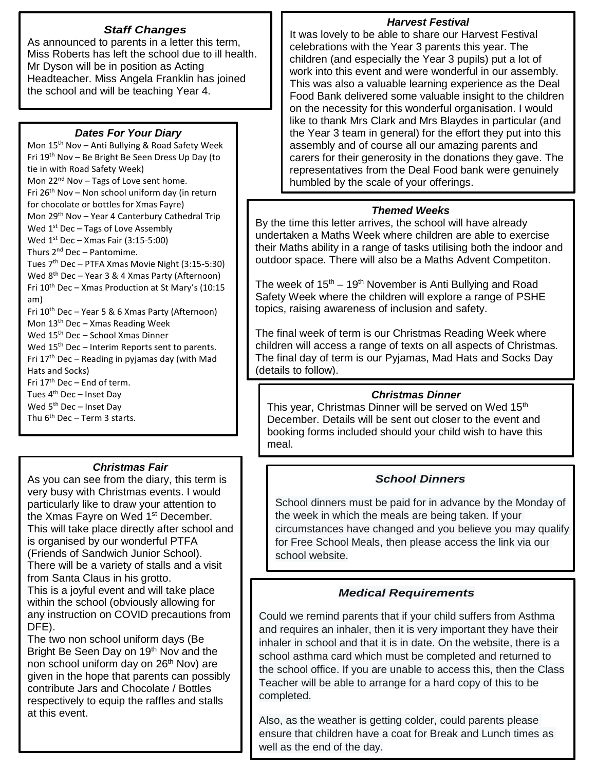## *Staff Changes*

As announced to parents in a letter this term, Miss Roberts has left the school due to ill health. Mr Dyson will be in position as Acting Headteacher. Miss Angela Franklin has joined the school and will be teaching Year 4.

## *Dates For Your Diary*

Mon 15th Nov – Anti Bullying & Road Safety Week
Fri 19th Nov – Be Bright Be Seen Dress Up Day (to tie in with Road Safety Week)
Mon 22nd Nov – Tags of Love sent home.
Fri 26th Nov – Non school uniform day (in return for chocolate or bottles for Xmas Fayre)
Mon 29th Nov – Year 4 Canterbury Cathedral Trip
Wed 1st Dec – Tags of Love Assembly
Wed 1st Dec – Xmas Fair (3:15-5:00)
Thurs 2nd Dec – Pantomime.
Tues 7th Dec – PTFA Xmas Movie Night (3:15-5:30)
Wed 8th Dec – Year 3 & 4 Xmas Party (Afternoon)
Fri 10th Dec – Xmas Production at St Mary's (10:15 am)
Fri 10th Dec – Year 5 & 6 Xmas Party (Afternoon)
Mon 13th Dec – Xmas Reading Week
Wed 15th Dec – School Xmas Dinner
Wed 15th Dec – Interim Reports sent to parents.
Fri 17th Dec – Reading in pyjamas day (with Mad Hats and Socks)
Fri 17th Dec – End of term.
Tues 4th Dec – Inset Day
Wed 5th Dec – Inset Day
Thu 6th Dec – Term 3 starts.

## *Christmas Fair*

As you can see from the diary, this term is very busy with Christmas events. I would particularly like to draw your attention to the Xmas Fayre on Wed 1st December. This will take place directly after school and is organised by our wonderful PTFA (Friends of Sandwich Junior School). There will be a variety of stalls and a visit from Santa Claus in his grotto.
This is a joyful event and will take place within the school (obviously allowing for any instruction on COVID precautions from DFE).
The two non school uniform days (Be Bright Be Seen Day on 19th Nov and the non school uniform day on 26th Nov) are given in the hope that parents can possibly contribute Jars and Chocolate / Bottles respectively to equip the raffles and stalls at this event.

## *Harvest Festival*

It was lovely to be able to share our Harvest Festival celebrations with the Year 3 parents this year. The children (and especially the Year 3 pupils) put a lot of work into this event and were wonderful in our assembly. This was also a valuable learning experience as the Deal Food Bank delivered some valuable insight to the children on the necessity for this wonderful organisation. I would like to thank Mrs Clark and Mrs Blaydes in particular (and the Year 3 team in general) for the effort they put into this assembly and of course all our amazing parents and carers for their generosity in the donations they gave. The representatives from the Deal Food bank were genuinely humbled by the scale of your offerings.

## *Themed Weeks*

By the time this letter arrives, the school will have already undertaken a Maths Week where children are able to exercise their Maths ability in a range of tasks utilising both the indoor and outdoor space. There will also be a Maths Advent Competiton.

The week of 15th – 19th November is Anti Bullying and Road Safety Week where the children will explore a range of PSHE topics, raising awareness of inclusion and safety.

The final week of term is our Christmas Reading Week where children will access a range of texts on all aspects of Christmas. The final day of term is our Pyjamas, Mad Hats and Socks Day (details to follow).

## *Christmas Dinner*

This year, Christmas Dinner will be served on Wed 15th December. Details will be sent out closer to the event and booking forms included should your child wish to have this meal.

## *School Dinners*

School dinners must be paid for in advance by the Monday of the week in which the meals are being taken. If your circumstances have changed and you believe you may qualify for Free School Meals, then please access the link via our school website.

## *Medical Requirements*

Could we remind parents that if your child suffers from Asthma and requires an inhaler, then it is very important they have their inhaler in school and that it is in date. On the website, there is a school asthma card which must be completed and returned to the school office. If you are unable to access this, then the Class Teacher will be able to arrange for a hard copy of this to be completed.

Also, as the weather is getting colder, could parents please ensure that children have a coat for Break and Lunch times as well as the end of the day.